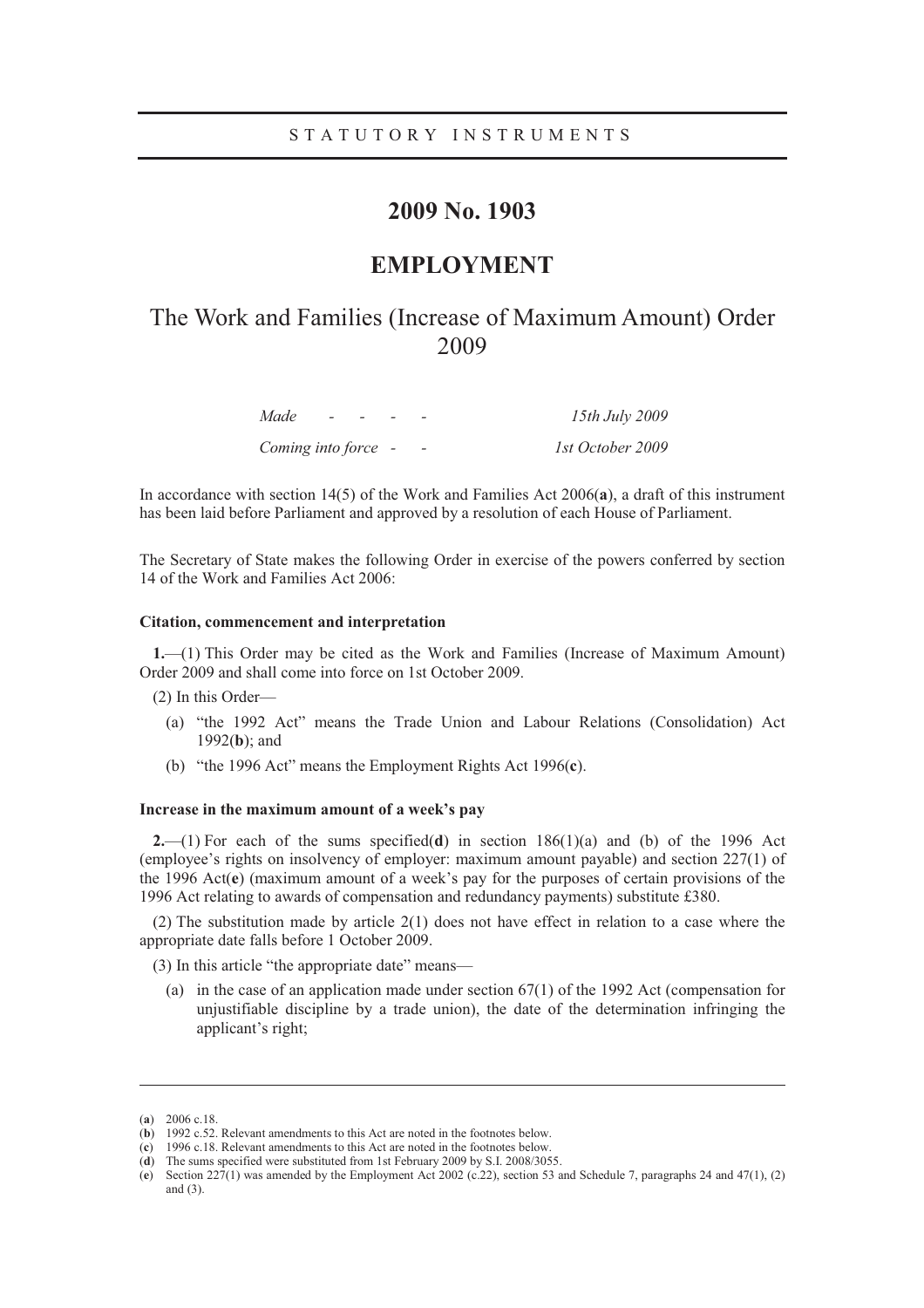STATUTORY INSTRUMENTS

# 2009 No. 1903

## EMPLOYMENT

## The Work and Families (Increase of Maximum Amount) Order 2009

| | |
|---|---|
| *Made* - - - - | *15th July 2009* |
| *Coming into force* - - | *1st October 2009* |

In accordance with section 14(5) of the Work and Families Act 2006(**a**), a draft of this instrument has been laid before Parliament and approved by a resolution of each House of Parliament.

The Secretary of State makes the following Order in exercise of the powers conferred by section 14 of the Work and Families Act 2006:

### Citation, commencement and interpretation

**1.**—(1) This Order may be cited as the Work and Families (Increase of Maximum Amount) Order 2009 and shall come into force on 1st October 2009.

(2) In this Order—

- (a) "the 1992 Act" means the Trade Union and Labour Relations (Consolidation) Act 1992(**b**); and
- (b) "the 1996 Act" means the Employment Rights Act 1996(**c**).

### Increase in the maximum amount of a week's pay

**2.**—(1) For each of the sums specified(**d**) in section 186(1)(a) and (b) of the 1996 Act (employee's rights on insolvency of employer: maximum amount payable) and section 227(1) of the 1996 Act(**e**) (maximum amount of a week's pay for the purposes of certain provisions of the 1996 Act relating to awards of compensation and redundancy payments) substitute £380.

(2) The substitution made by article 2(1) does not have effect in relation to a case where the appropriate date falls before 1 October 2009.

(3) In this article "the appropriate date" means—

- (a) in the case of an application made under section 67(1) of the 1992 Act (compensation for unjustifiable discipline by a trade union), the date of the determination infringing the applicant's right;

---

(**a**) 2006 c.18.
(**b**) 1992 c.52. Relevant amendments to this Act are noted in the footnotes below.
(**c**) 1996 c.18. Relevant amendments to this Act are noted in the footnotes below.
(**d**) The sums specified were substituted from 1st February 2009 by S.I. 2008/3055.
(**e**) Section 227(1) was amended by the Employment Act 2002 (c.22), section 53 and Schedule 7, paragraphs 24 and 47(1), (2) and (3).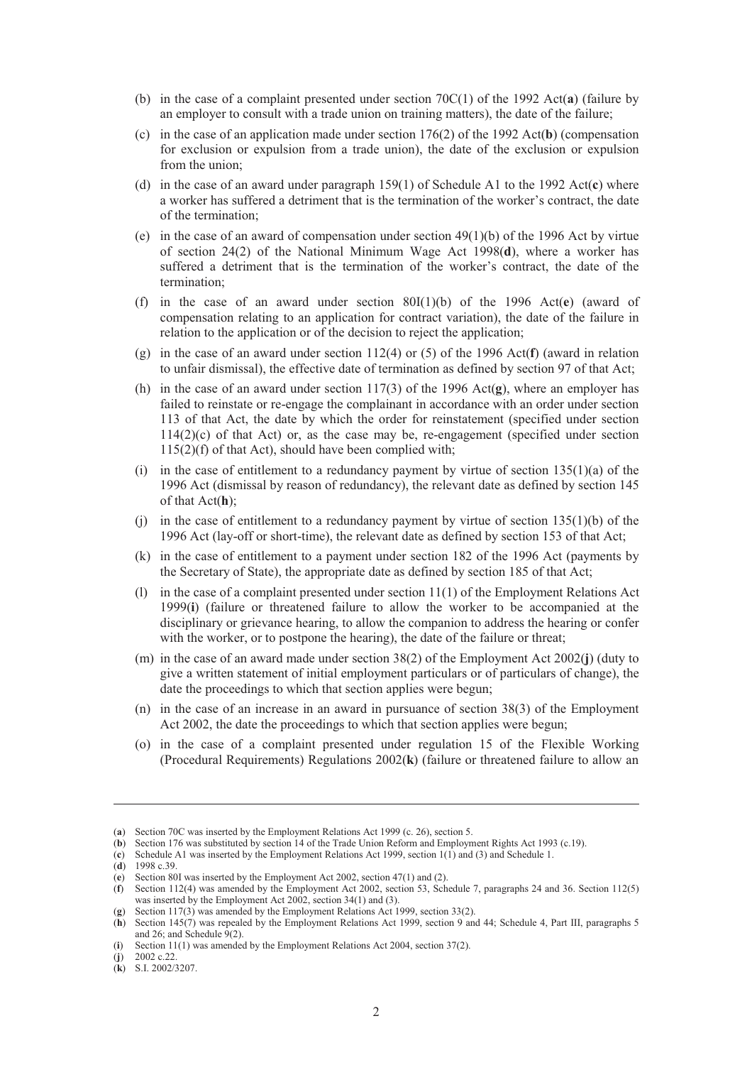(b) in the case of a complaint presented under section 70C(1) of the 1992 Act(**a**) (failure by an employer to consult with a trade union on training matters), the date of the failure;

(c) in the case of an application made under section 176(2) of the 1992 Act(**b**) (compensation for exclusion or expulsion from a trade union), the date of the exclusion or expulsion from the union;

(d) in the case of an award under paragraph 159(1) of Schedule A1 to the 1992 Act(**c**) where a worker has suffered a detriment that is the termination of the worker's contract, the date of the termination;

(e) in the case of an award of compensation under section 49(1)(b) of the 1996 Act by virtue of section 24(2) of the National Minimum Wage Act 1998(**d**), where a worker has suffered a detriment that is the termination of the worker's contract, the date of the termination;

(f) in the case of an award under section 80I(1)(b) of the 1996 Act(**e**) (award of compensation relating to an application for contract variation), the date of the failure in relation to the application or of the decision to reject the application;

(g) in the case of an award under section 112(4) or (5) of the 1996 Act(**f**) (award in relation to unfair dismissal), the effective date of termination as defined by section 97 of that Act;

(h) in the case of an award under section 117(3) of the 1996 Act(**g**), where an employer has failed to reinstate or re-engage the complainant in accordance with an order under section 113 of that Act, the date by which the order for reinstatement (specified under section 114(2)(c) of that Act) or, as the case may be, re-engagement (specified under section 115(2)(f) of that Act), should have been complied with;

(i) in the case of entitlement to a redundancy payment by virtue of section 135(1)(a) of the 1996 Act (dismissal by reason of redundancy), the relevant date as defined by section 145 of that Act(**h**);

(j) in the case of entitlement to a redundancy payment by virtue of section 135(1)(b) of the 1996 Act (lay-off or short-time), the relevant date as defined by section 153 of that Act;

(k) in the case of entitlement to a payment under section 182 of the 1996 Act (payments by the Secretary of State), the appropriate date as defined by section 185 of that Act;

(l) in the case of a complaint presented under section 11(1) of the Employment Relations Act 1999(**i**) (failure or threatened failure to allow the worker to be accompanied at the disciplinary or grievance hearing, to allow the companion to address the hearing or confer with the worker, or to postpone the hearing), the date of the failure or threat;

(m) in the case of an award made under section 38(2) of the Employment Act 2002(**j**) (duty to give a written statement of initial employment particulars or of particulars of change), the date the proceedings to which that section applies were begun;

(n) in the case of an increase in an award in pursuance of section 38(3) of the Employment Act 2002, the date the proceedings to which that section applies were begun;

(o) in the case of a complaint presented under regulation 15 of the Flexible Working (Procedural Requirements) Regulations 2002(**k**) (failure or threatened failure to allow an

---

(**a**) Section 70C was inserted by the Employment Relations Act 1999 (c. 26), section 5.
(**b**) Section 176 was substituted by section 14 of the Trade Union Reform and Employment Rights Act 1993 (c.19).
(**c**) Schedule A1 was inserted by the Employment Relations Act 1999, section 1(1) and (3) and Schedule 1.
(**d**) 1998 c.39.
(**e**) Section 80I was inserted by the Employment Act 2002, section 47(1) and (2).
(**f**) Section 112(4) was amended by the Employment Act 2002, section 53, Schedule 7, paragraphs 24 and 36. Section 112(5) was inserted by the Employment Act 2002, section 34(1) and (3).
(**g**) Section 117(3) was amended by the Employment Relations Act 1999, section 33(2).
(**h**) Section 145(7) was repealed by the Employment Relations Act 1999, section 9 and 44; Schedule 4, Part III, paragraphs 5 and 26; and Schedule 9(2).
(**i**) Section 11(1) was amended by the Employment Relations Act 2004, section 37(2).
(**j**) 2002 c.22.
(**k**) S.I. 2002/3207.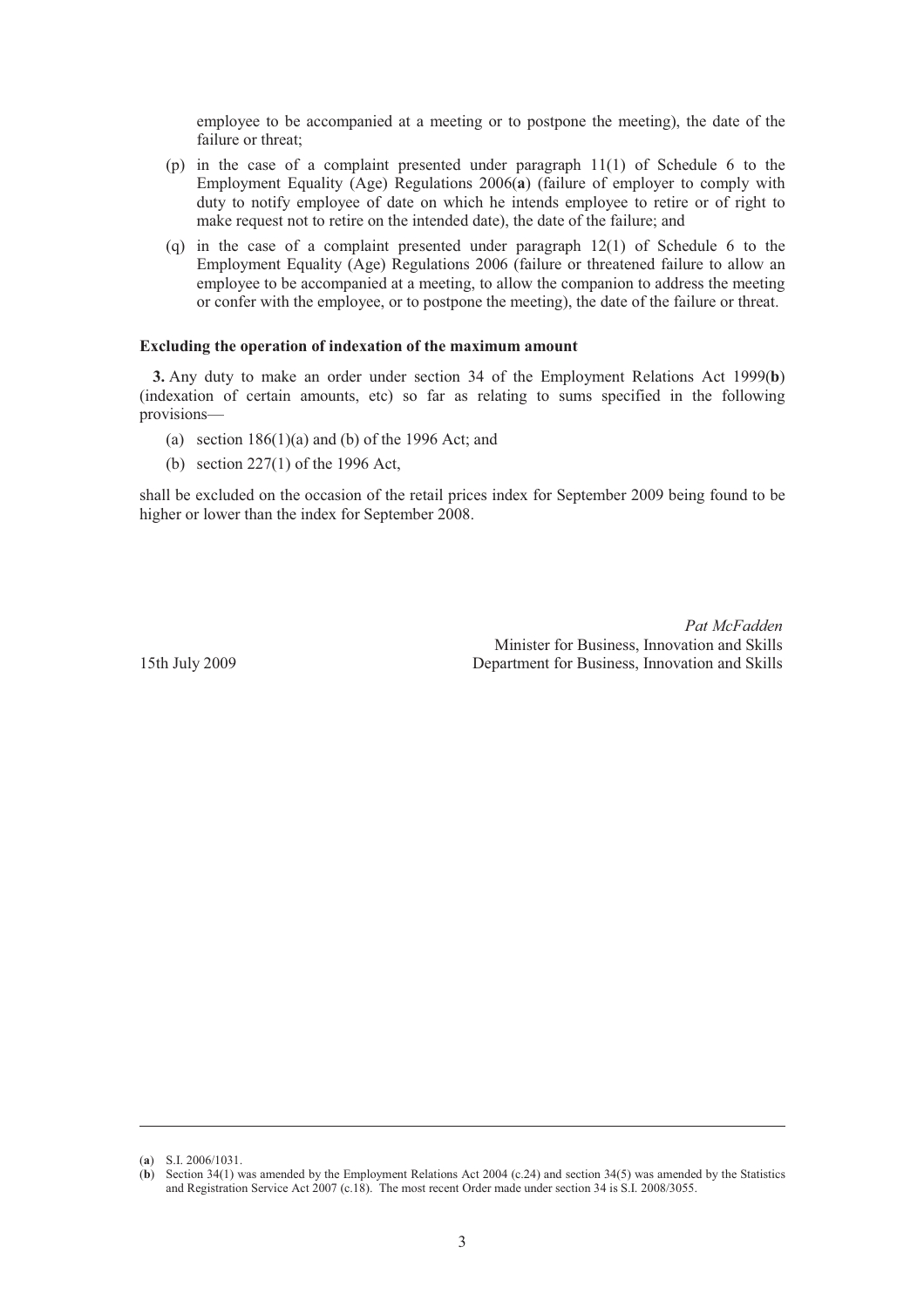employee to be accompanied at a meeting or to postpone the meeting), the date of the failure or threat;

(p) in the case of a complaint presented under paragraph 11(1) of Schedule 6 to the Employment Equality (Age) Regulations 2006([a]) (failure of employer to comply with duty to notify employee of date on which he intends employee to retire or of right to make request not to retire on the intended date), the date of the failure; and

(q) in the case of a complaint presented under paragraph 12(1) of Schedule 6 to the Employment Equality (Age) Regulations 2006 (failure or threatened failure to allow an employee to be accompanied at a meeting, to allow the companion to address the meeting or confer with the employee, or to postpone the meeting), the date of the failure or threat.

**Excluding the operation of indexation of the maximum amount**

**3.** Any duty to make an order under section 34 of the Employment Relations Act 1999([b]) (indexation of certain amounts, etc) so far as relating to sums specified in the following provisions—

(a) section 186(1)(a) and (b) of the 1996 Act; and

(b) section 227(1) of the 1996 Act,

shall be excluded on the occasion of the retail prices index for September 2009 being found to be higher or lower than the index for September 2008.

*Pat McFadden*
Minister for Business, Innovation and Skills
Department for Business, Innovation and Skills

15th July 2009

---

([a]) S.I. 2006/1031.

([b]) Section 34(1) was amended by the Employment Relations Act 2004 (c.24) and section 34(5) was amended by the Statistics and Registration Service Act 2007 (c.18). The most recent Order made under section 34 is S.I. 2008/3055.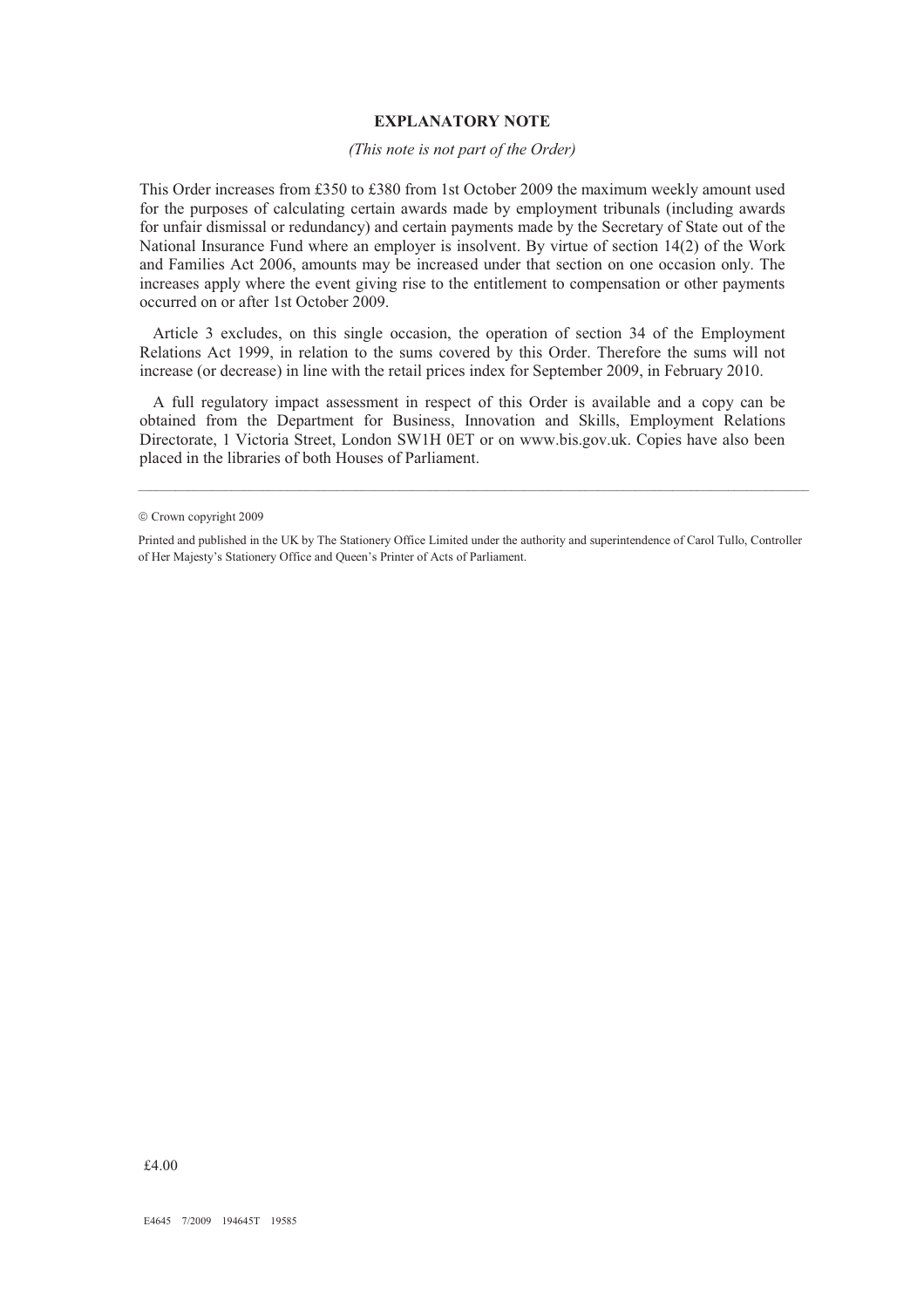## EXPLANATORY NOTE

*(This note is not part of the Order)*

This Order increases from £350 to £380 from 1st October 2009 the maximum weekly amount used for the purposes of calculating certain awards made by employment tribunals (including awards for unfair dismissal or redundancy) and certain payments made by the Secretary of State out of the National Insurance Fund where an employer is insolvent. By virtue of section 14(2) of the Work and Families Act 2006, amounts may be increased under that section on one occasion only. The increases apply where the event giving rise to the entitlement to compensation or other payments occurred on or after 1st October 2009.

Article 3 excludes, on this single occasion, the operation of section 34 of the Employment Relations Act 1999, in relation to the sums covered by this Order. Therefore the sums will not increase (or decrease) in line with the retail prices index for September 2009, in February 2010.

A full regulatory impact assessment in respect of this Order is available and a copy can be obtained from the Department for Business, Innovation and Skills, Employment Relations Directorate, 1 Victoria Street, London SW1H 0ET or on www.bis.gov.uk. Copies have also been placed in the libraries of both Houses of Parliament.

---

© Crown copyright 2009

Printed and published in the UK by The Stationery Office Limited under the authority and superintendence of Carol Tullo, Controller of Her Majesty's Stationery Office and Queen's Printer of Acts of Parliament.

£4.00

E4645 7/2009 194645T 19585